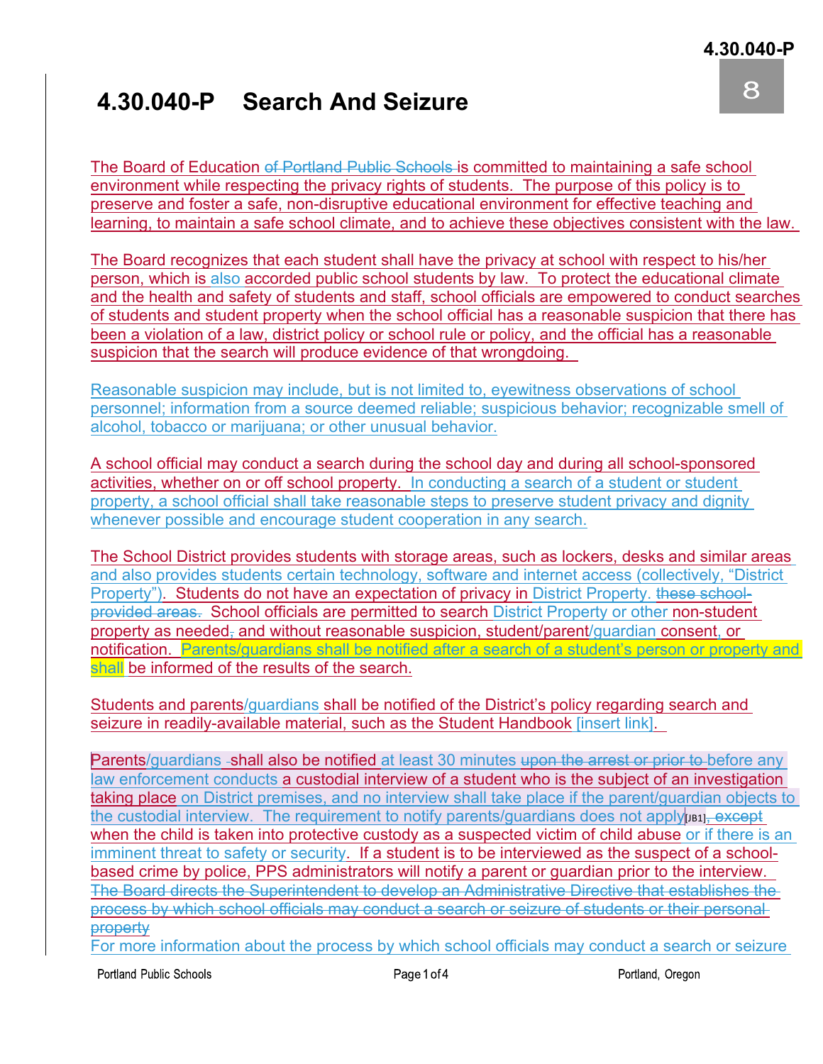# 4.30.040-P Search And Seizure

The Board of Education ~~of Portland Public Schools~~ is committed to maintaining a safe school environment while respecting the privacy rights of students. The purpose of this policy is to preserve and foster a safe, non-disruptive educational environment for effective teaching and learning, to maintain a safe school climate, and to achieve these objectives consistent with the law.

The Board recognizes that each student shall have the privacy at school with respect to his/her person, which is also accorded public school students by law. To protect the educational climate and the health and safety of students and staff, school officials are empowered to conduct searches of students and student property when the school official has a reasonable suspicion that there has been a violation of a law, district policy or school rule or policy, and the official has a reasonable suspicion that the search will produce evidence of that wrongdoing.

Reasonable suspicion may include, but is not limited to, eyewitness observations of school personnel; information from a source deemed reliable; suspicious behavior; recognizable smell of alcohol, tobacco or marijuana; or other unusual behavior.

A school official may conduct a search during the school day and during all school-sponsored activities, whether on or off school property. In conducting a search of a student or student property, a school official shall take reasonable steps to preserve student privacy and dignity whenever possible and encourage student cooperation in any search.

The School District provides students with storage areas, such as lockers, desks and similar areas and also provides students certain technology, software and internet access (collectively, "District Property"). Students do not have an expectation of privacy in District Property. ~~these school-provided areas.~~ School officials are permitted to search District Property or other non-student property as needed~~,~~ and without reasonable suspicion, student/parent/guardian consent, or notification. Parents/guardians shall be notified after a search of a student's person or property and shall be informed of the results of the search.

Students and parents/guardians shall be notified of the District's policy regarding search and seizure in readily-available material, such as the Student Handbook [insert link].

Parents/guardians ~~-~~shall also be notified at least 30 minutes ~~upon the arrest or prior to~~ before any law enforcement conducts a custodial interview of a student who is the subject of an investigation taking place on District premises, and no interview shall take place if the parent/guardian objects to the custodial interview. The requirement to notify parents/guardians does not apply[JB1]~~, except~~ when the child is taken into protective custody as a suspected victim of child abuse or if there is an imminent threat to safety or security. If a student is to be interviewed as the suspect of a school-based crime by police, PPS administrators will notify a parent or guardian prior to the interview. ~~The Board directs the Superintendent to develop an Administrative Directive that establishes the process by which school officials may conduct a search or seizure of students or their personal property~~

For more information about the process by which school officials may conduct a search or seizure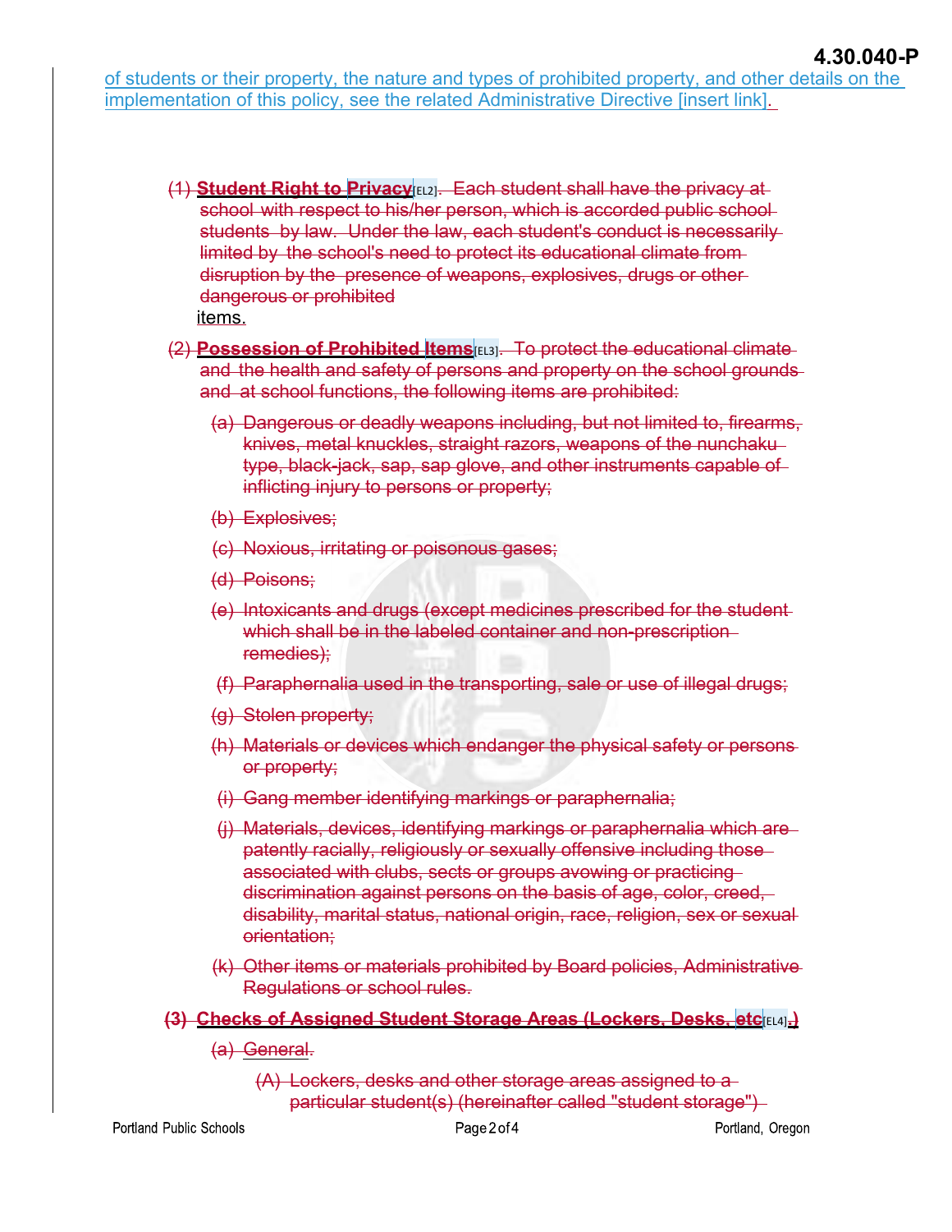of students or their property, the nature and types of prohibited property, and other details on the implementation of this policy, see the related Administrative Directive [insert link].

(1) **Student Right to Privacy**[EL2]. Each student shall have the privacy at school with respect to his/her person, which is accorded public school students by law. Under the law, each student's conduct is necessarily limited by the school's need to protect its educational climate from disruption by the presence of weapons, explosives, drugs or other dangerous or prohibited items.

(2) **Possession of Prohibited Items**[EL3]. To protect the educational climate and the health and safety of persons and property on the school grounds and at school functions, the following items are prohibited:

(a) Dangerous or deadly weapons including, but not limited to, firearms, knives, metal knuckles, straight razors, weapons of the nunchaku type, black-jack, sap, sap glove, and other instruments capable of inflicting injury to persons or property;

(b) Explosives;

(c) Noxious, irritating or poisonous gases;

(d) Poisons;

(e) Intoxicants and drugs (except medicines prescribed for the student which shall be in the labeled container and non-prescription remedies);

(f) Paraphernalia used in the transporting, sale or use of illegal drugs;

(g) Stolen property;

(h) Materials or devices which endanger the physical safety or persons or property;

(i) Gang member identifying markings or paraphernalia;

(j) Materials, devices, identifying markings or paraphernalia which are patently racially, religiously or sexually offensive including those associated with clubs, sects or groups avowing or practicing discrimination against persons on the basis of age, color, creed, disability, marital status, national origin, race, religion, sex or sexual orientation;

(k) Other items or materials prohibited by Board policies, Administrative Regulations or school rules.

**(3) Checks of Assigned Student Storage Areas (Lockers, Desks, etc[EL4].)**

(a) General.

(A) Lockers, desks and other storage areas assigned to a particular student(s) (hereinafter called "student storage")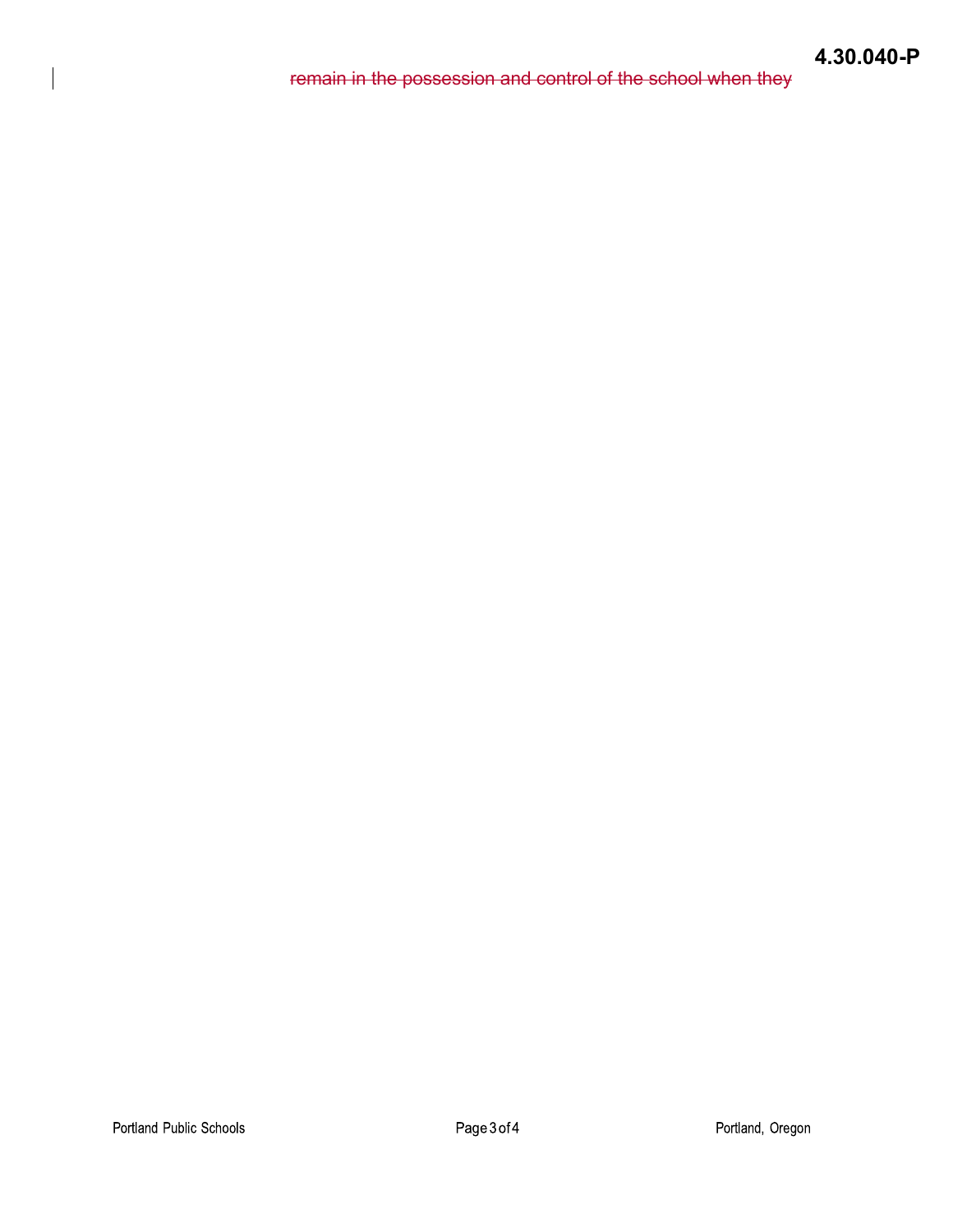~~remain in the possession and control of the school when they~~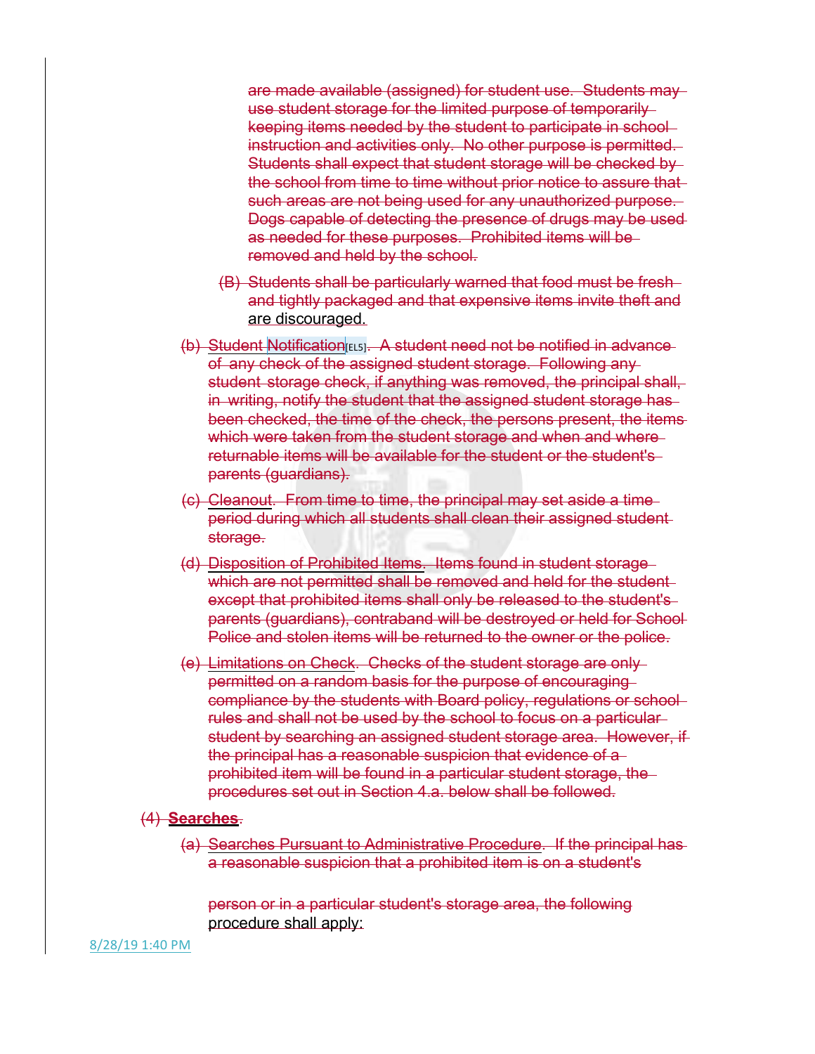are made available (assigned) for student use. Students may use student storage for the limited purpose of temporarily keeping items needed by the student to participate in school instruction and activities only. No other purpose is permitted. Students shall expect that student storage will be checked by the school from time to time without prior notice to assure that such areas are not being used for any unauthorized purpose. Dogs capable of detecting the presence of drugs may be used as needed for these purposes. Prohibited items will be removed and held by the school.

(B) Students shall be particularly warned that food must be fresh and tightly packaged and that expensive items invite theft and are discouraged.

(b) Student Notification[EL5]. A student need not be notified in advance of any check of the assigned student storage. Following any student storage check, if anything was removed, the principal shall, in writing, notify the student that the assigned student storage has been checked, the time of the check, the persons present, the items which were taken from the student storage and when and where returnable items will be available for the student or the student's parents (guardians).

(c) Cleanout. From time to time, the principal may set aside a time period during which all students shall clean their assigned student storage.

(d) Disposition of Prohibited Items. Items found in student storage which are not permitted shall be removed and held for the student except that prohibited items shall only be released to the student's parents (guardians), contraband will be destroyed or held for School Police and stolen items will be returned to the owner or the police.

(e) Limitations on Check. Checks of the student storage are only permitted on a random basis for the purpose of encouraging compliance by the students with Board policy, regulations or school rules and shall not be used by the school to focus on a particular student by searching an assigned student storage area. However, if the principal has a reasonable suspicion that evidence of a prohibited item will be found in a particular student storage, the procedures set out in Section 4.a. below shall be followed.

(4) **Searches**.

(a) Searches Pursuant to Administrative Procedure. If the principal has a reasonable suspicion that a prohibited item is on a student's person or in a particular student's storage area, the following procedure shall apply: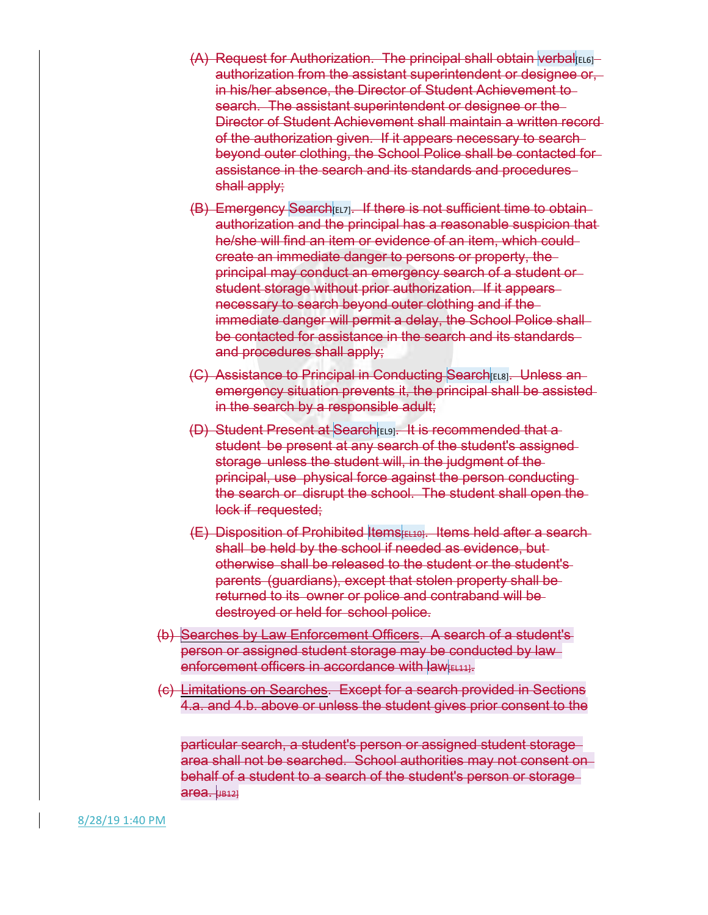(A) Request for Authorization. The principal shall obtain verbal[EL6] authorization from the assistant superintendent or designee or, in his/her absence, the Director of Student Achievement to search. The assistant superintendent or designee or the Director of Student Achievement shall maintain a written record of the authorization given. If it appears necessary to search beyond outer clothing, the School Police shall be contacted for assistance in the search and its standards and procedures shall apply;

(B) Emergency Search[EL7]. If there is not sufficient time to obtain authorization and the principal has a reasonable suspicion that he/she will find an item or evidence of an item, which could create an immediate danger to persons or property, the principal may conduct an emergency search of a student or student storage without prior authorization. If it appears necessary to search beyond outer clothing and if the immediate danger will permit a delay, the School Police shall be contacted for assistance in the search and its standards and procedures shall apply;

(C) Assistance to Principal in Conducting Search[EL8]. Unless an emergency situation prevents it, the principal shall be assisted in the search by a responsible adult;

(D) Student Present at Search[EL9]. It is recommended that a student be present at any search of the student's assigned storage unless the student will, in the judgment of the principal, use physical force against the person conducting the search or disrupt the school. The student shall open the lock if requested;

(E) Disposition of Prohibited Items[EL10]. Items held after a search shall be held by the school if needed as evidence, but otherwise shall be released to the student or the student's parents (guardians), except that stolen property shall be returned to its owner or police and contraband will be destroyed or held for school police.

(b) Searches by Law Enforcement Officers. A search of a student's person or assigned student storage may be conducted by law enforcement officers in accordance with law[EL11].

(c) Limitations on Searches. Except for a search provided in Sections 4.a. and 4.b. above or unless the student gives prior consent to the particular search, a student's person or assigned student storage area shall not be searched. School authorities may not consent on behalf of a student to a search of the student's person or storage area. [JB12]

8/28/19 1:40 PM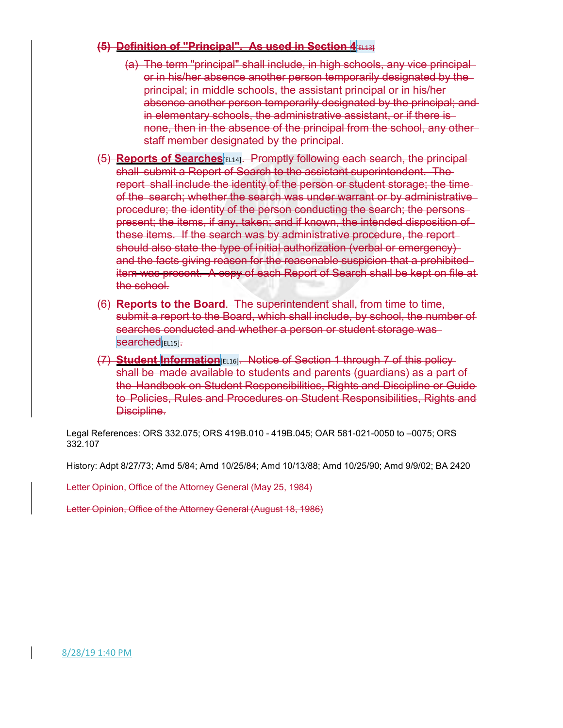(5) **Definition of "Principal". As used in Section 4**[EL13]

(a) The term "principal" shall include, in high schools, any vice principal or in his/her absence another person temporarily designated by the principal; in middle schools, the assistant principal or in his/her absence another person temporarily designated by the principal; and in elementary schools, the administrative assistant, or if there is none, then in the absence of the principal from the school, any other staff member designated by the principal.

(5) **Reports of Searches**[EL14]. Promptly following each search, the principal shall submit a Report of Search to the assistant superintendent. The report shall include the identity of the person or student storage; the time of the search; whether the search was under warrant or by administrative procedure; the identity of the person conducting the search; the persons present; the items, if any, taken; and if known, the intended disposition of these items. If the search was by administrative procedure, the report should also state the type of initial authorization (verbal or emergency) and the facts giving reason for the reasonable suspicion that a prohibited item was present. A copy of each Report of Search shall be kept on file at the school.

(6) **Reports to the Board**. The superintendent shall, from time to time, submit a report to the Board, which shall include, by school, the number of searches conducted and whether a person or student storage was searched[EL15].

(7) **Student Information**[EL16]. Notice of Section 1 through 7 of this policy shall be made available to students and parents (guardians) as a part of the Handbook on Student Responsibilities, Rights and Discipline or Guide to Policies, Rules and Procedures on Student Responsibilities, Rights and Discipline.

Legal References: ORS 332.075; ORS 419B.010 - 419B.045; OAR 581-021-0050 to –0075; ORS 332.107

History: Adpt 8/27/73; Amd 5/84; Amd 10/25/84; Amd 10/13/88; Amd 10/25/90; Amd 9/9/02; BA 2420

Letter Opinion, Office of the Attorney General (May 25, 1984)

Letter Opinion, Office of the Attorney General (August 18, 1986)

8/28/19 1:40 PM